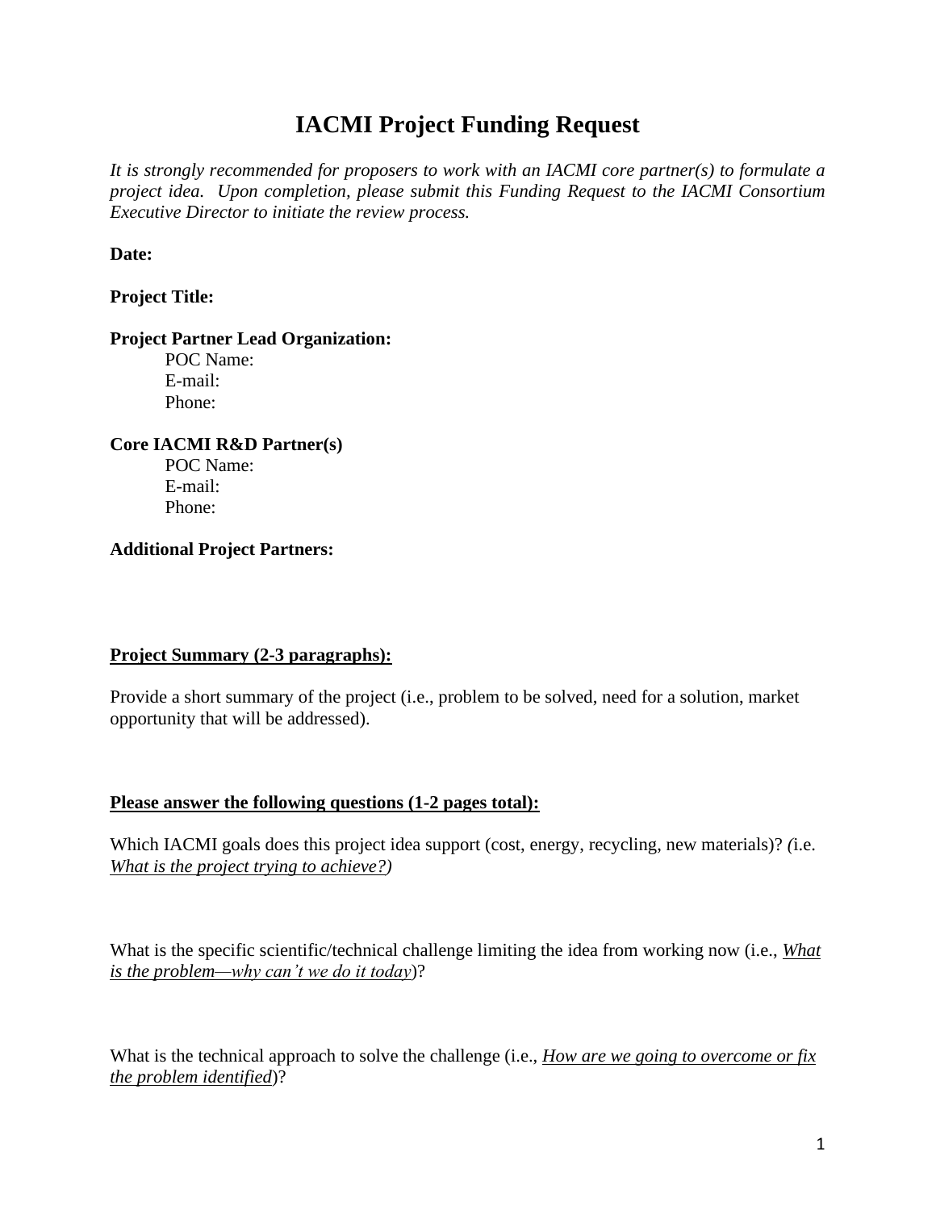# IACMI Project Funding Request

*It is strongly recommended for proposers to work with an IACMI core partner(s) to formulate a project idea. Upon completion, please submit this Funding Request to the IACMI Consortium Executive Director to initiate the review process.*

**Date:**

**Project Title:**

**Project Partner Lead Organization:**

POC Name:
E-mail:
Phone:

**Core IACMI R&D Partner(s)**

POC Name:
E-mail:
Phone:

**Additional Project Partners:**

**<u>Project Summary (2-3 paragraphs):</u>**

Provide a short summary of the project (i.e., problem to be solved, need for a solution, market opportunity that will be addressed).

**<u>Please answer the following questions (1-2 pages total):</u>**

Which IACMI goals does this project idea support (cost, energy, recycling, new materials)? *(*i.e. *<u>What is the project trying to achieve?</u>)*

What is the specific scientific/technical challenge limiting the idea from working now (i.e., *<u>What is the problem—why can't we do it today</u>*)?

What is the technical approach to solve the challenge (i.e., *<u>How are we going to overcome or fix the problem identified</u>*)?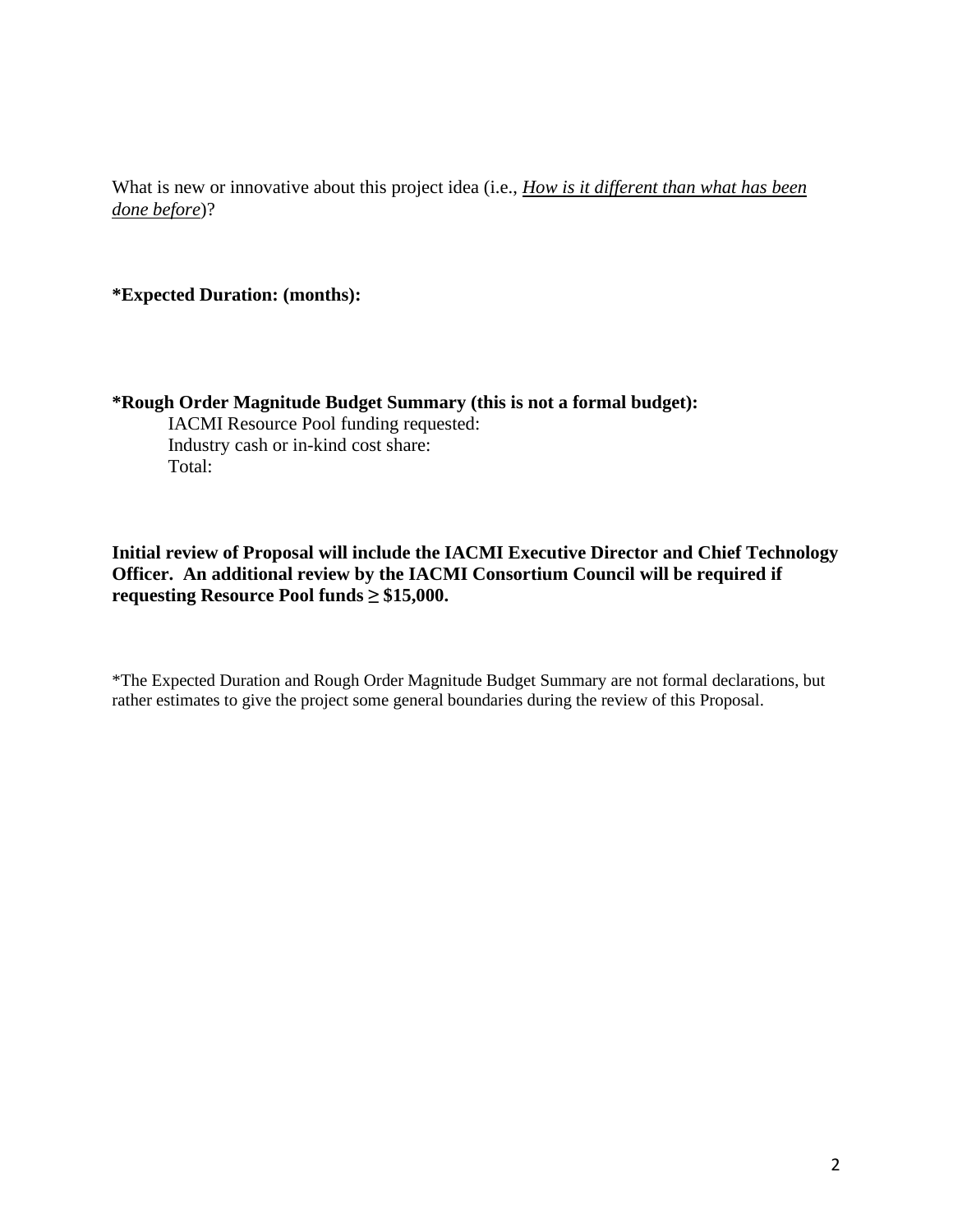What is new or innovative about this project idea (i.e., ***How is it different than what has been done before***)?

**\*Expected Duration: (months):**

**\*Rough Order Magnitude Budget Summary (this is not a formal budget):**

IACMI Resource Pool funding requested:
Industry cash or in-kind cost share:
Total:

**Initial review of Proposal will include the IACMI Executive Director and Chief Technology Officer. An additional review by the IACMI Consortium Council will be required if requesting Resource Pool funds ≥ $15,000.**

*The Expected Duration and Rough Order Magnitude Budget Summary are not formal declarations, but rather estimates to give the project some general boundaries during the review of this Proposal.